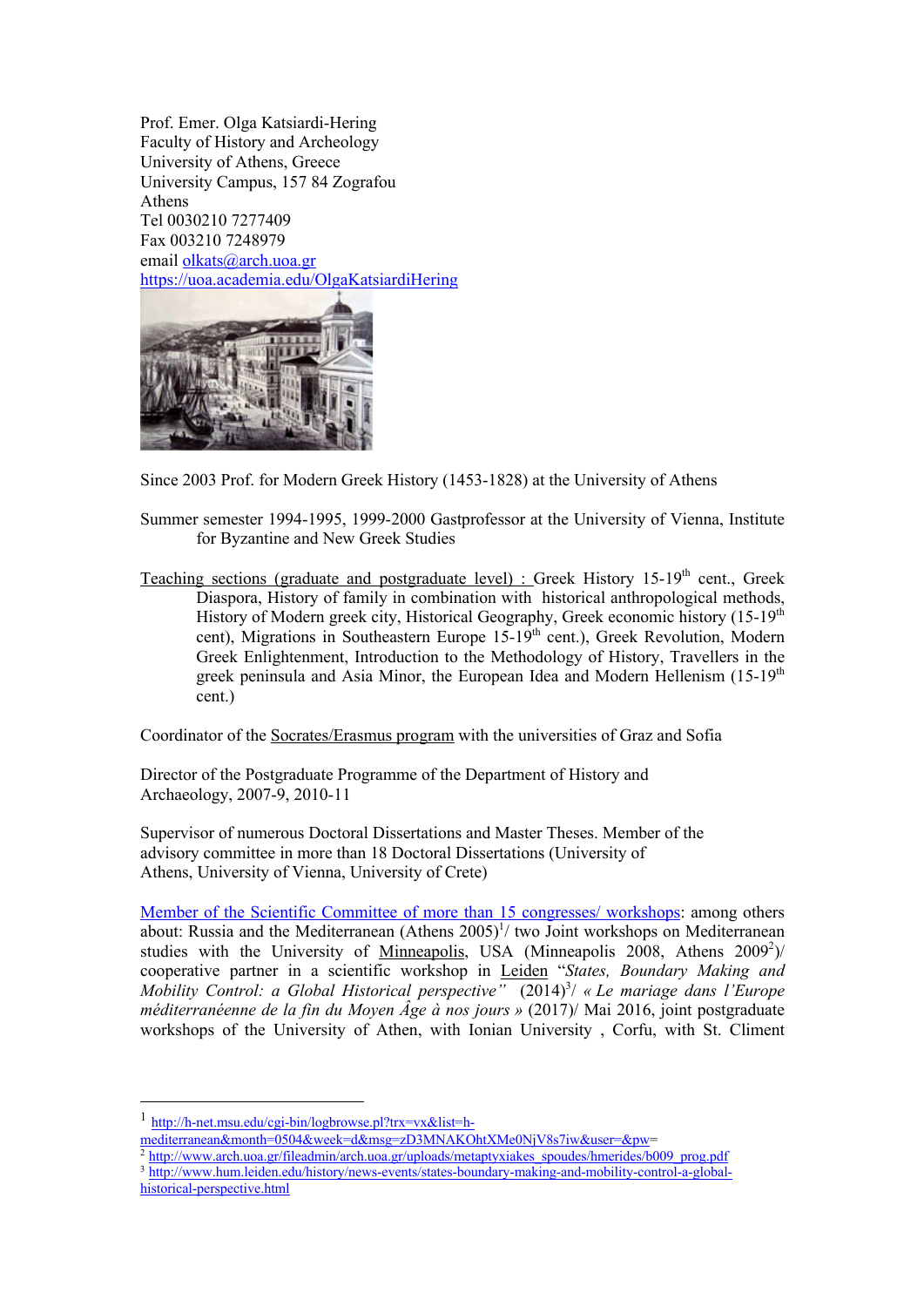Prof. Emer. Olga Katsiardi-Hering
Faculty of History and Archeology
University of Athens, Greece
University Campus, 157 84 Zografou
Athens
Tel 0030210 7277409
Fax 003210 7248979
email olkats@arch.uoa.gr
https://uoa.academia.edu/OlgaKatsiardiHering

Since 2003 Prof. for Modern Greek History (1453-1828) at the University of Athens

Summer semester 1994-1995, 1999-2000 Gastprofessor at the University of Vienna, Institute for Byzantine and New Greek Studies

Teaching sections (graduate and postgraduate level) : Greek History 15-19th cent., Greek Diaspora, History of family in combination with historical anthropological methods, History of Modern greek city, Historical Geography, Greek economic history (15-19th cent), Migrations in Southeastern Europe 15-19th cent.), Greek Revolution, Modern Greek Enlightenment, Introduction to the Methodology of History, Travellers in the greek peninsula and Asia Minor, the European Idea and Modern Hellenism (15-19th cent.)

Coordinator of the Socrates/Erasmus program with the universities of Graz and Sofia

Director of the Postgraduate Programme of the Department of History and Archaeology, 2007-9, 2010-11

Supervisor of numerous Doctoral Dissertations and Master Theses. Member of the advisory committee in more than 18 Doctoral Dissertations (University of Athens, University of Vienna, University of Crete)

Member of the Scientific Committee of more than 15 congresses/ workshops: among others about: Russia and the Mediterranean (Athens 2005)[1]/ two Joint workshops on Mediterranean studies with the University of Minneapolis, USA (Minneapolis 2008, Athens 2009[2])/ cooperative partner in a scientific workshop in Leiden "*States, Boundary Making and Mobility Control: a Global Historical perspective*" (2014)[3]/ *« Le mariage dans l'Europe méditerranéenne de la fin du Moyen Âge à nos jours »* (2017)/ Mai 2016, joint postgraduate workshops of the University of Athen, with Ionian University , Corfu, with St. Climent

---

[1] http://h-net.msu.edu/cgi-bin/logbrowse.pl?trx=vx&list=h-mediterranean&month=0504&week=d&msg=zD3MNAKOhtXMe0NjV8s7iw&user=&pw=

[2] http://www.arch.uoa.gr/fileadmin/arch.uoa.gr/uploads/metaptyxiakes_spoudes/hmerides/b009_prog.pdf

[3] http://www.hum.leiden.edu/history/news-events/states-boundary-making-and-mobility-control-a-global-historical-perspective.html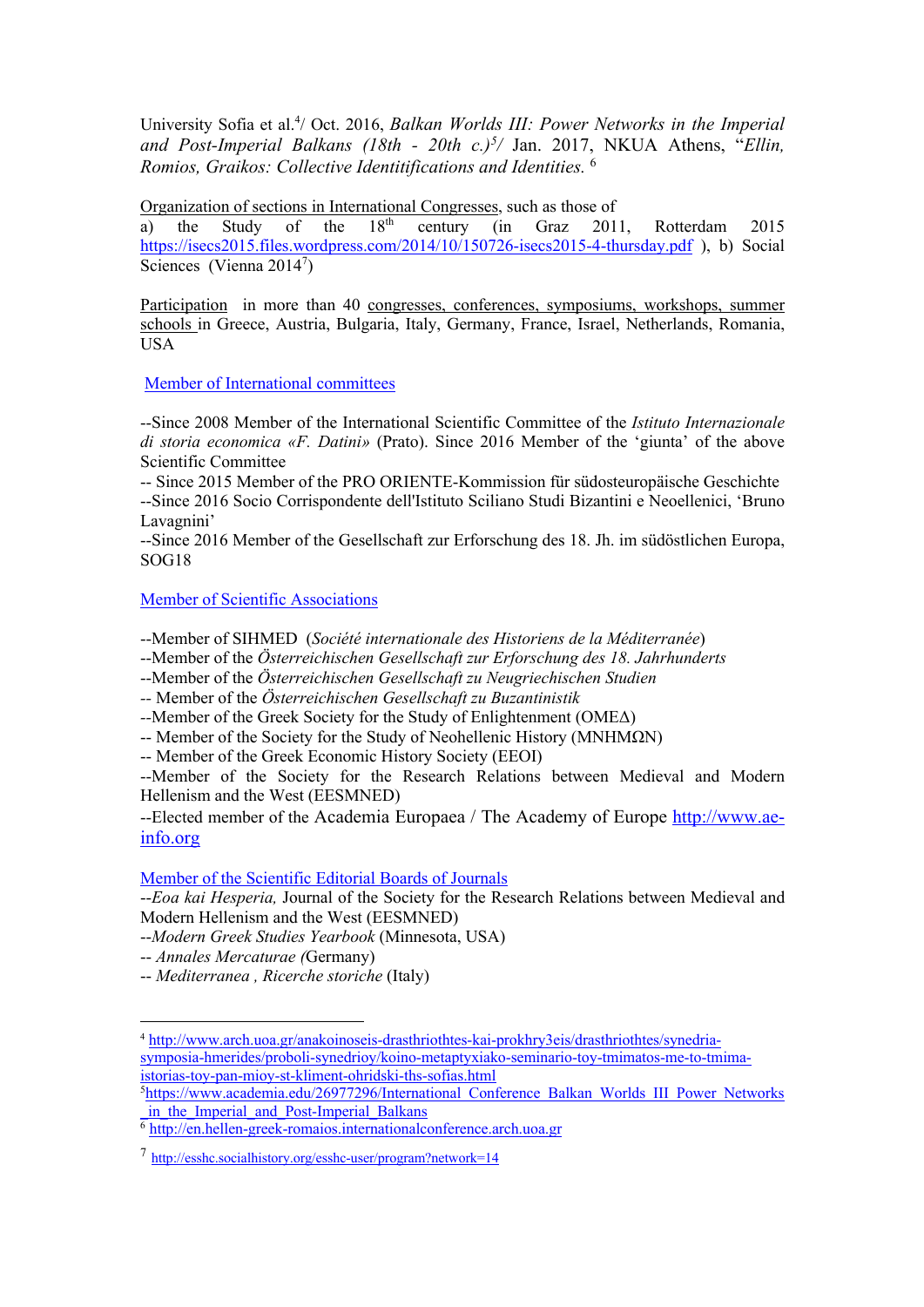University Sofia et al.[4]/ Oct. 2016, *Balkan Worlds III: Power Networks in the Imperial and Post-Imperial Balkans (18th - 20th c.)*[5]/ Jan. 2017, NKUA Athens, "*Ellin, Romios, Graikos: Collective Identitifications and Identities.* [6]

Organization of sections in International Congresses, such as those of
a) the Study of the 18th century (in Graz 2011, Rotterdam 2015 https://isecs2015.files.wordpress.com/2014/10/150726-isecs2015-4-thursday.pdf ), b) Social Sciences (Vienna 2014[7])

Participation in more than 40 congresses, conferences, symposiums, workshops, summer schools in Greece, Austria, Bulgaria, Italy, Germany, France, Israel, Netherlands, Romania, USA

Member of International committees

--Since 2008 Member of the International Scientific Committee of the *Istituto Internazionale di storia economica «F. Datini»* (Prato). Since 2016 Member of the 'giunta' of the above Scientific Committee
-- Since 2015 Member of the PRO ORIENTE-Kommission für südosteuropäische Geschichte
--Since 2016 Socio Corrispondente dell'Istituto Sciliano Studi Bizantini e Neoellenici, 'Bruno Lavagnini'
--Since 2016 Member of the Gesellschaft zur Erforschung des 18. Jh. im südöstlichen Europa, SOG18

Member of Scientific Associations

--Member of SIHMED (*Société internationale des Historiens de la Méditerranée*)
--Member of the *Österreichischen Gesellschaft zur Erforschung des 18. Jahrhunderts*
--Member of the *Österreichischen Gesellschaft zu Neugriechischen Studien*
-- Member of the *Österreichischen Gesellschaft zu Buzantinistik*
--Member of the Greek Society for the Study of Enlightenment (ΟΜΕΔ)
-- Member of the Society for the Study of Neohellenic History (ΜΝΗΜΩΝ)
-- Member of the Greek Economic History Society (ΕΕΟΙ)
--Member of the Society for the Research Relations between Medieval and Modern Hellenism and the West (EESMNED)
--Elected member of the Academia Europaea / The Academy of Europe http://www.ae-info.org

Member of the Scientific Editorial Boards of Journals
--*Eoa kai Hesperia,* Journal of the Society for the Research Relations between Medieval and Modern Hellenism and the West (EESMNED)
--*Modern Greek Studies Yearbook* (Minnesota, USA)
-- *Annales Mercaturae (*Germany)
-- *Mediterranea , Ricerche storiche* (Italy)

---

[4] http://www.arch.uoa.gr/anakoinoseis-drasthriothtes-kai-prokhry3eis/drasthriothtes/synedria-symposia-hmerides/proboli-synedrioy/koino-metaptyxiako-seminario-toy-tmimatos-me-to-tmima-istorias-toy-pan-mioy-st-kliment-ohridski-ths-sofias.html

[5] https://www.academia.edu/26977296/International_Conference_Balkan_Worlds_III_Power_Networks_in_the_Imperial_and_Post-Imperial_Balkans

[6] http://en.hellen-greek-romaios.internationalconference.arch.uoa.gr

[7] http://esshc.socialhistory.org/esshc-user/program?network=14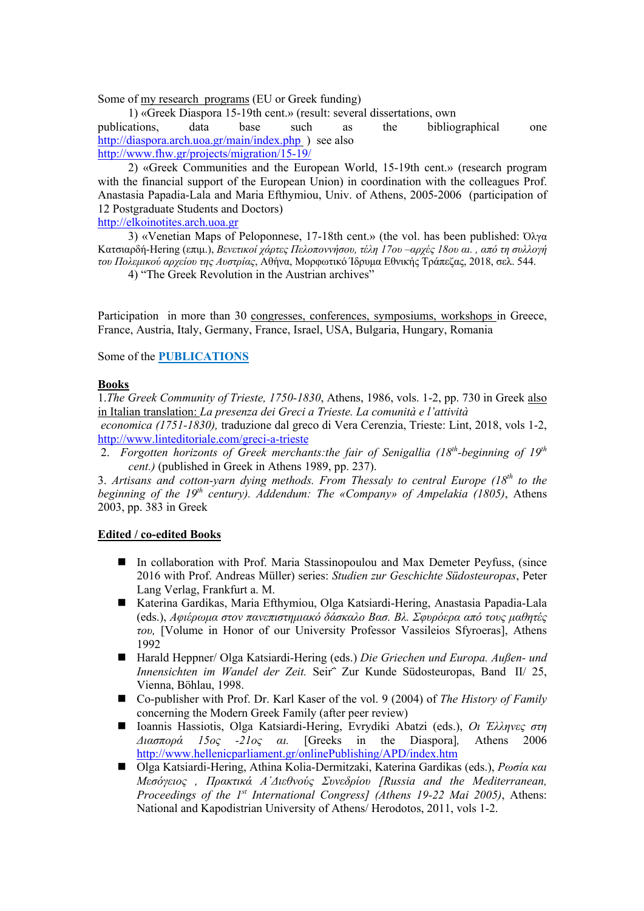Some of my research programs (EU or Greek funding)

1) «Greek Diaspora 15-19th cent.» (result: several dissertations, own publications, data base such as the bibliographical one http://diaspora.arch.uoa.gr/main/index.php ) see also http://www.fhw.gr/projects/migration/15-19/

2) «Greek Communities and the European World, 15-19th cent.» (research program with the financial support of the European Union) in coordination with the colleagues Prof. Anastasia Papadia-Lala and Maria Efthymiou, Univ. of Athens, 2005-2006 (participation of 12 Postgraduate Students and Doctors) http://elkoinotites.arch.uoa.gr

3) «Venetian Maps of Peloponnese, 17-18th cent.» (the vol. has been published: Όλγα Κατσιαρδή-Hering (επιμ.), *Βενετικοί χάρτες Πελοποννήσου, τέλη 17ου –αρχές 18ου αι. , από τη συλλογή του Πολεμικού αρχείου της Αυστρίας*, Αθήνα, Μορφωτικό Ίδρυμα Εθνικής Τράπεζας, 2018, σελ. 544.

4) "The Greek Revolution in the Austrian archives"

Participation in more than 30 congresses, conferences, symposiums, workshops in Greece, France, Austria, Italy, Germany, France, Israel, USA, Bulgaria, Hungary, Romania

Some of the **PUBLICATIONS**

**Books**

1. *The Greek Community of Trieste, 1750-1830*, Athens, 1986, vols. 1-2, pp. 730 in Greek also in Italian translation: *La presenza dei Greci a Trieste. La comunità e l'attività economica (1751-1830),* traduzione dal greco di Vera Cerenzia, Trieste: Lint, 2018, vols 1-2, http://www.linteditoriale.com/greci-a-trieste

2. *Forgotten horizonts of Greek merchants:the fair of Senigallia (18th-beginning of 19th cent.)* (published in Greek in Athens 1989, pp. 237).

3. *Artisans and cotton-yarn dying methods. From Thessaly to central Europe (18th to the beginning of the 19th century). Addendum: The «Company» of Ampelakia (1805)*, Athens 2003, pp. 383 in Greek

**Edited / co-edited Books**

- In collaboration with Prof. Maria Stassinopoulou and Max Demeter Peyfuss, (since 2016 with Prof. Andreas Müller) series: *Studien zur Geschichte Südosteuropas*, Peter Lang Verlag, Frankfurt a. M.
- Katerina Gardikas, Maria Efthymiou, Olga Katsiardi-Hering, Anastasia Papadia-Lala (eds.), *Αφιέρωμα στον πανεπιστημιακό δάσκαλο Βασ. Βλ. Σφυρόερα από τους μαθητές του,* [Volume in Honor of our University Professor Vassileios Sfyroeras], Athens 1992
- Harald Heppner/ Olga Katsiardi-Hering (eds.) *Die Griechen und Europa. Außen- und Innensichten im Wandel der Zeit.* Seirˆ Zur Kunde Südosteuropas, Band II/ 25, Vienna, Böhlau, 1998.
- Co-publisher with Prof. Dr. Karl Kaser of the vol. 9 (2004) of *The History of Family* concerning the Modern Greek Family (after peer review)
- Ioannis Hassiotis, Olga Katsiardi-Hering, Evrydiki Abatzi (eds.), *Οι Έλληνες στη Διασπορά 15ος -21ος αι.* [Greeks in the Diaspora], Athens 2006 http://www.hellenicparliament.gr/onlinePublishing/APD/index.htm
- Olga Katsiardi-Hering, Athina Kolia-Dermitzaki, Katerina Gardikas (eds.), *Ρωσία και Μεσόγειος , Πρακτικά Α΄Διεθνούς Συνεδρίου [Russia and the Mediterranean, Proceedings of the 1st International Congress] (Athens 19-22 Mai 2005)*, Athens: National and Kapodistrian University of Athens/ Herodotos, 2011, vols 1-2.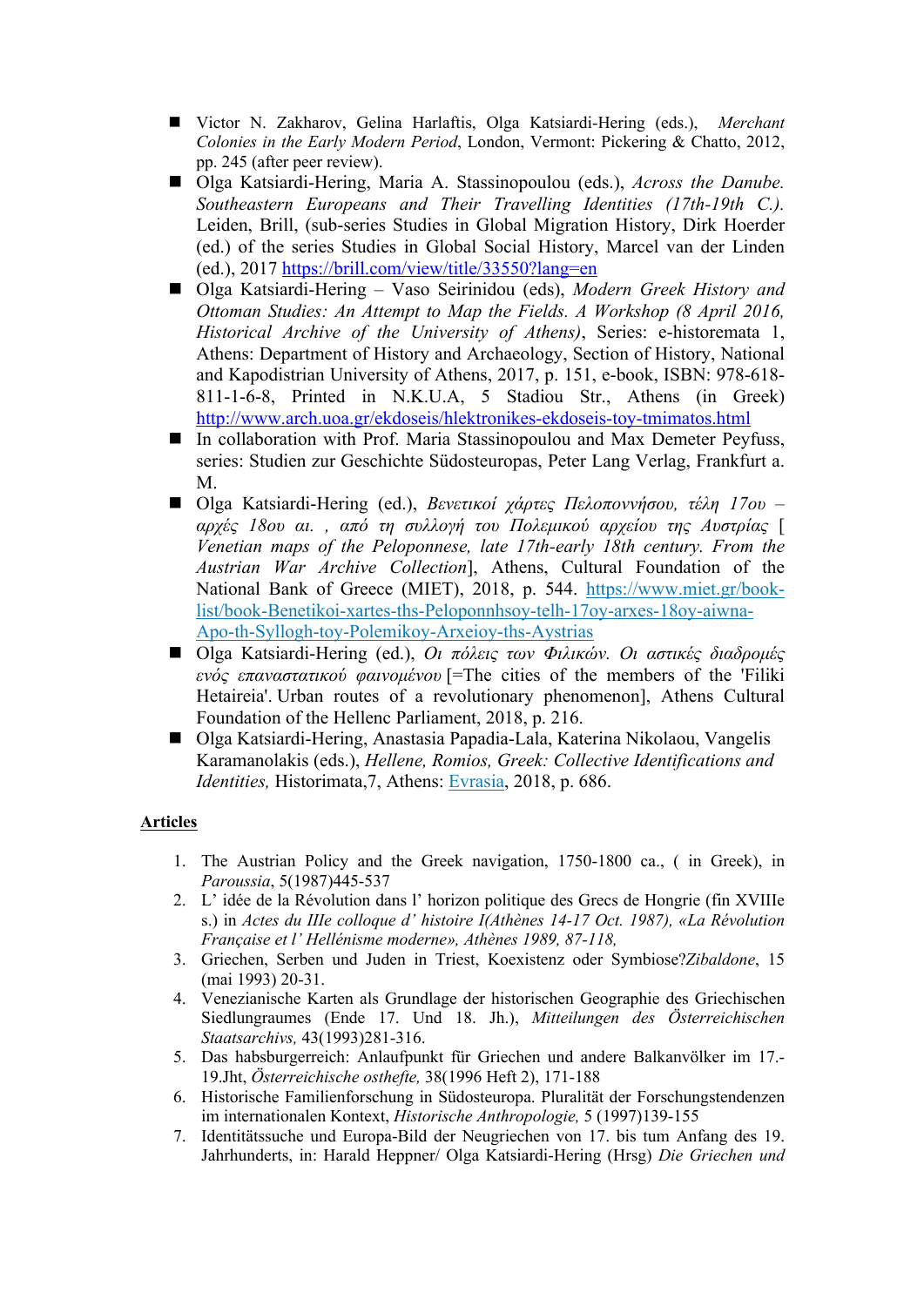- Victor N. Zakharov, Gelina Harlaftis, Olga Katsiardi-Hering (eds.), *Merchant Colonies in the Early Modern Period*, London, Vermont: Pickering & Chatto, 2012, pp. 245 (after peer review).
- Olga Katsiardi-Hering, Maria A. Stassinopoulou (eds.), *Across the Danube. Southeastern Europeans and Their Travelling Identities (17th-19th C.)*. Leiden, Brill, (sub-series Studies in Global Migration History, Dirk Hoerder (ed.) of the series Studies in Global Social History, Marcel van der Linden (ed.), 2017 https://brill.com/view/title/33550?lang=en
- Olga Katsiardi-Hering – Vaso Seirinidou (eds), *Modern Greek History and Ottoman Studies: An Attempt to Map the Fields. A Workshop (8 April 2016, Historical Archive of the University of Athens)*, Series: e-historemata 1, Athens: Department of History and Archaeology, Section of History, National and Kapodistrian University of Athens, 2017, p. 151, e-book, ISBN: 978-618-811-1-6-8, Printed in N.K.U.A, 5 Stadiou Str., Athens (in Greek) http://www.arch.uoa.gr/ekdoseis/hlektronikes-ekdoseis-toy-tmimatos.html
- In collaboration with Prof. Maria Stassinopoulou and Max Demeter Peyfuss, series: Studien zur Geschichte Südosteuropas, Peter Lang Verlag, Frankfurt a. M.
- Olga Katsiardi-Hering (ed.), *Βενετικοί χάρτες Πελοποννήσου, τέλη 17ου – αρχές 18ου αι. , από τη συλλογή του Πολεμικού αρχείου της Αυστρίας* [ *Venetian maps of the Peloponnese, late 17th-early 18th century. From the Austrian War Archive Collection*], Athens, Cultural Foundation of the National Bank of Greece (MIET), 2018, p. 544. https://www.miet.gr/book-list/book-Benetikoi-xartes-ths-Peloponnhsoy-telh-17oy-arxes-18oy-aiwna-Apo-th-Syllogh-toy-Polemikoy-Arxeioy-ths-Aystrias
- Olga Katsiardi-Hering (ed.), *Οι πόλεις των Φιλικών. Οι αστικές διαδρομές ενός επαναστατικού φαινομένου* [=The cities of the members of the 'Filiki Hetaireia'. Urban routes of a revolutionary phenomenon], Athens Cultural Foundation of the Hellenc Parliament, 2018, p. 216.
- Olga Katsiardi-Hering, Anastasia Papadia-Lala, Katerina Nikolaou, Vangelis Karamanolakis (eds.), *Hellene, Romios, Greek: Collective Identifications and Identities,* Historimata,7, Athens: Evrasia, 2018, p. 686.

**Articles**

1. The Austrian Policy and the Greek navigation, 1750-1800 ca., ( in Greek), in *Paroussia*, 5(1987)445-537
2. L' idée de la Révolution dans l' horizon politique des Grecs de Hongrie (fin XVIIIe s.) in *Actes du IIIe colloque d' histoire I(Athènes 14-17 Oct. 1987), «La Révolution Française et l' Hellénisme moderne», Athènes 1989, 87-118,*
3. Griechen, Serben und Juden in Triest, Koexistenz oder Symbiose?*Zibaldone*, 15 (mai 1993) 20-31.
4. Venezianische Karten als Grundlage der historischen Geographie des Griechischen Siedlungraumes (Ende 17. Und 18. Jh.), *Mitteilungen des Österreichischen Staatsarchivs,* 43(1993)281-316.
5. Das habsburgerreich: Anlaufpunkt für Griechen und andere Balkanvölker im 17.-19.Jht, *Österreichische osthefte,* 38(1996 Heft 2), 171-188
6. Historische Familienforschung in Südosteuropa. Pluralität der Forschungstendenzen im internationalen Kontext, *Historische Anthropologie,* 5 (1997)139-155
7. Identitätssuche und Europa-Bild der Neugriechen von 17. bis tum Anfang des 19. Jahrhunderts, in: Harald Heppner/ Olga Katsiardi-Hering (Hrsg) *Die Griechen und*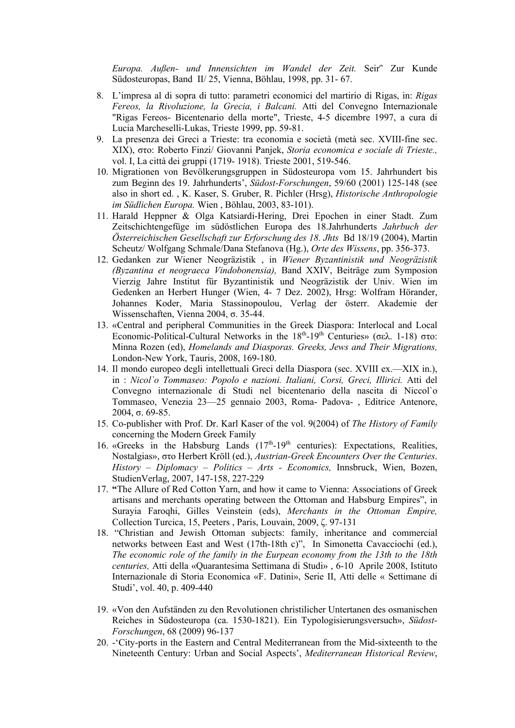*Europa. Außen- und Innensichten im Wandel der Zeit.* Seir˜ Zur Kunde Südosteuropas, Band II/ 25, Vienna, Böhlau, 1998, pp. 31- 67.

8. L'impresa al di sopra di tutto: parametri economici del martirio di Rigas, in: *Rigas Fereos, la Rivoluzione, la Grecia, i Balcani.* Atti del Convegno Internazionale "Rigas Fereos- Bicentenario della morte", Trieste, 4-5 dicembre 1997, a cura di Lucia Marcheselli-Lukas, Trieste 1999, pp. 59-81.
9. La presenza dei Greci a Trieste: tra economia e società (metà sec. XVIII-fine sec. XIX), στο: Roberto Finzi/ Giovanni Panjek, *Storia economica e sociale di Trieste.,* vol. I, La città dei gruppi (1719- 1918). Trieste 2001, 519-546.
10. Migrationen von Bevölkerungsgruppen in Südosteuropa vom 15. Jahrhundert bis zum Beginn des 19. Jahrhunderts', *Südost-Forschungen*, 59/60 (2001) 125-148 (see also in short ed. , K. Kaser, S. Gruber, R. Pichler (Hrsg), *Historische Anthropologie im Südlichen Europa.* Wien , Böhlau, 2003, 83-101).
11. Harald Heppner & Olga Katsiardi-Hering, Drei Epochen in einer Stadt. Zum Zeitschichtengefüge im südöstlichen Europa des 18.Jahrhunderts *Jahrbuch der Österreichischen Gesellschaft zur Erforschung des 18. Jhts* Bd 18/19 (2004), Martin Scheutz/ Wolfgang Schmale/Dana Stefanova (Hg.), *Orte des Wissens*, pp. 356-373.
12. Gedanken zur Wiener Neogräzistik , in *Wiener Byzantinistik und Neogräzistik (Byzantina et neograeca Vindobonensia),* Band XXIV, Beiträge zum Symposion Vierzig Jahre Institut für Byzantinistik und Neogräzistik der Univ. Wien im Gedenken an Herbert Hunger (Wien, 4- 7 Dez. 2002), Hrsg: Wolfram Hörander, Johannes Koder, Maria Stassinopoulou, Verlag der österr. Akademie der Wissenschaften, Vienna 2004, σ. 35-44.
13. «Central and peripheral Communities in the Greek Diaspora: Interlocal and Local Economic-Political-Cultural Networks in the 18th-19th Centuries» (σελ. 1-18) στο: Minna Rozen (ed), *Homelands and Diasporas. Greeks, Jews and Their Migrations,* London-New York, Tauris, 2008, 169-180.
14. Il mondo europeo degli intellettuali Greci della Diaspora (sec. XVIII ex.—XIX in.), in : *Nicol`o Tommaseo: Popolo e nazioni. Italiani, Corsi, Greci, Illirici.* Atti del Convegno internazionale di Studi nel bicentenario della nascita di Niccol`o Tommaseo, Venezia 23—25 gennaio 2003, Roma- Padova- , Editrice Antenore, 2004, σ. 69-85.
15. Co-publisher with Prof. Dr. Karl Kaser of the vol. 9(2004) of *The History of Family* concerning the Modern Greek Family
16. «Greeks in the Habsburg Lands (17th-19th centuries): Expectations, Realities, Nostalgias», στο Herbert Kröll (ed.), *Austrian-Greek Encounters Over the Centuries*. *History – Diplomacy – Politics – Arts - Economics,* Innsbruck, Wien, Bozen, StudienVerlag, 2007, 147-158, 227-229
17. **"**The Allure of Red Cotton Yarn, and how it came to Vienna: Associations of Greek artisans and merchants operating between the Ottoman and Habsburg Empires", in Surayia Faroqhi, Gilles Veinstein (eds), *Merchants in the Ottoman Empire,* Collection Turcica, 15, Peeters , Paris, Louvain, 2009, ζ. 97-131
18. "Christian and Jewish Ottoman subjects: family, inheritance and commercial networks between East and West (17th-18th c)", In Simonetta Cavacciochi (ed.), *The economic role of the family in the Eurpean economy from the 13th to the 18th centuries,* Atti della «Quarantesima Settimana di Studi» , 6-10 Aprile 2008, Istituto Internazionale di Storia Economica «F. Datini», Serie II, Atti delle « Settimane di Studi', vol. 40, p. 409-440
19. «Von den Aufständen zu den Revolutionen christilicher Untertanen des osmanischen Reiches in Südosteuropa (ca. 1530-1821). Ein Typologisierungsversuch», *Südost-Forschungen*, 68 (2009) 96-137
20. -'City-ports in the Eastern and Central Mediterranean from the Mid-sixteenth to the Nineteenth Century: Urban and Social Aspects', *Mediterranean Historical Review*,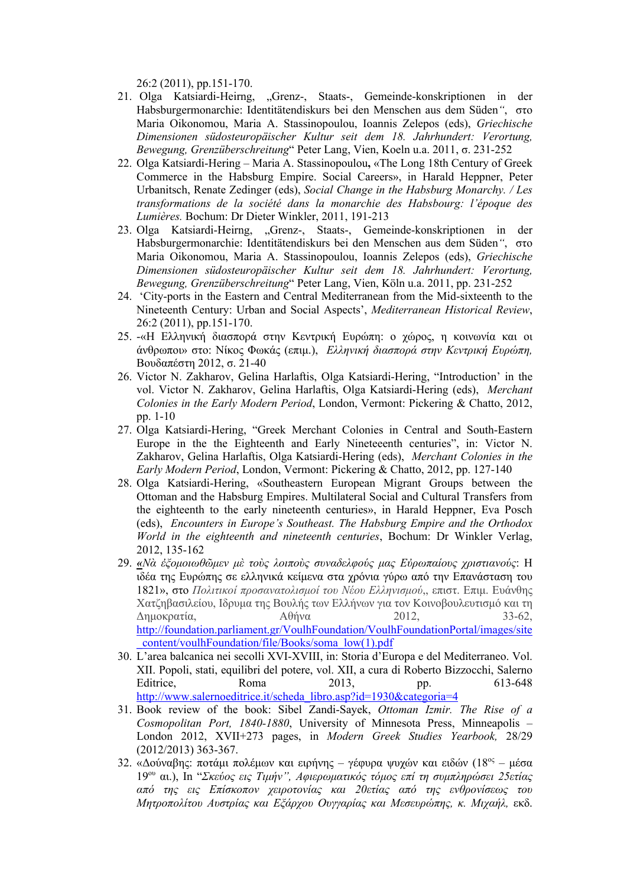26:2 (2011), pp.151-170.

21. Olga Katsiardi-Heirng, „Grenz-, Staats-, Gemeinde-konskriptionen in der Habsburgermonarchie: Identitätendiskurs bei den Menschen aus dem Süden", στο Maria Oikonomou, Maria A. Stassinopoulou, Ioannis Zelepos (eds), *Griechische Dimensionen südosteuropäischer Kultur seit dem 18. Jahrhundert: Verortung, Bewegung, Grenzüberschreitung*" Peter Lang, Vien, Koeln u.a. 2011, σ. 231-252
22. Olga Katsiardi-Hering – Maria A. Stassinopoulou**,** «The Long 18th Century of Greek Commerce in the Habsburg Empire. Social Careers», in Harald Heppner, Peter Urbanitsch, Renate Zedinger (eds), *Social Change in the Habsburg Monarchy. / Les transformations de la société dans la monarchie des Habsbourg: l'époque des Lumières.* Bochum: Dr Dieter Winkler, 2011, 191-213
23. Olga Katsiardi-Heirng, „Grenz-, Staats-, Gemeinde-konskriptionen in der Habsburgermonarchie: Identitätendiskurs bei den Menschen aus dem Süden", στο Maria Oikonomou, Maria A. Stassinopoulou, Ioannis Zelepos (eds), *Griechische Dimensionen südosteuropäischer Kultur seit dem 18. Jahrhundert: Verortung, Bewegung, Grenzüberschreitung*" Peter Lang, Vien, Köln u.a. 2011, pp. 231-252
24. 'City-ports in the Eastern and Central Mediterranean from the Mid-sixteenth to the Nineteenth Century: Urban and Social Aspects', *Mediterranean Historical Review*, 26:2 (2011), pp.151-170.
25. -«Η Ελληνική διασπορά στην Κεντρική Ευρώπη: ο χώρος, η κοινωνία και οι άνθρωποι» στο: Νίκος Φωκάς (επιμ.), *Ελληνική διασπορά στην Κεντρική Ευρώπη,* Βουδαπέστη 2012, σ. 21-40
26. Victor N. Zakharov, Gelina Harlaftis, Olga Katsiardi-Hering, "Introduction' in the vol. Victor N. Zakharov, Gelina Harlaftis, Olga Katsiardi-Hering (eds), *Merchant Colonies in the Early Modern Period*, London, Vermont: Pickering & Chatto, 2012, pp. 1-10
27. Olga Katsiardi-Hering, "Greek Merchant Colonies in Central and South-Eastern Europe in the the Eighteenth and Early Nineteenth centuries", in: Victor N. Zakharov, Gelina Harlaftis, Olga Katsiardi-Hering (eds), *Merchant Colonies in the Early Modern Period*, London, Vermont: Pickering & Chatto, 2012, pp. 127-140
28. Olga Katsiardi-Hering, «Southeastern European Migrant Groups between the Ottoman and the Habsburg Empires. Multilateral Social and Cultural Transfers from the eighteenth to the early nineteenth centuries», in Harald Heppner, Eva Posch (eds), *Encounters in Europe's Southeast. The Habsburg Empire and the Orthodox World in the eighteenth and nineteenth centuries*, Bochum: Dr Winkler Verlag, 2012, 135-162
29. «*Νὰ ἐξομοιωθῶμεν μὲ τοὺς λοιποὺς συναδελφούς μας Εὐρωπαίους χριστιανούς*: Η ιδέα της Ευρώπης σε ελληνικά κείμενα στα χρόνια γύρω από την Επανάσταση του 1821», στο *Πολιτικοί προσανατολισμοί του Νέου Ελληνισμού*,, επιστ. Επιμ. Ευάνθης Χατζηβασιλείου, Ιδρυμα της Βουλής των Ελλήνων για τον Κοινοβουλευτισμό και τη Δημοκρατία, Αθήνα 2012, 33-62, http://foundation.parliament.gr/VoulhFoundation/VoulhFoundationPortal/images/site_content/voulhFoundation/file/Books/soma_low(1).pdf
30. L'area balcanica nei secolli XVI-XVIII, in: Storia d'Europa e del Mediterraneo. Vol. XII. Popoli, stati, equilibri del potere, vol. XII, a cura di Roberto Bizzocchi, Salerno Editrice, Roma 2013, pp. 613-648 http://www.salernoeditrice.it/scheda_libro.asp?id=1930&categoria=4
31. Book review of the book: Sibel Zandi-Sayek, *Ottoman Izmir. The Rise of a Cosmopolitan Port, 1840-1880*, University of Minnesota Press, Minneapolis – London 2012, XVII+273 pages, in *Modern Greek Studies Yearbook,* 28/29 (2012/2013) 363-367.
32. «Δούναβης: ποτάμι πολέμων και ειρήνης – γέφυρα ψυχών και ειδών (18ος – μέσα 19ου αι.), In "*Σκεύος εις Τιμήν", Αφιερωματικός τόμος επί τη συμπληρώσει 25ετίας από της εις Επίσκοπον χειροτονίας και 20ετίας από της ενθρονίσεως του Μητροπολίτου Αυστρίας και Εξάρχου Ουγγαρίας και Μεσευρώπης, κ. Μιχαήλ,* εκδ.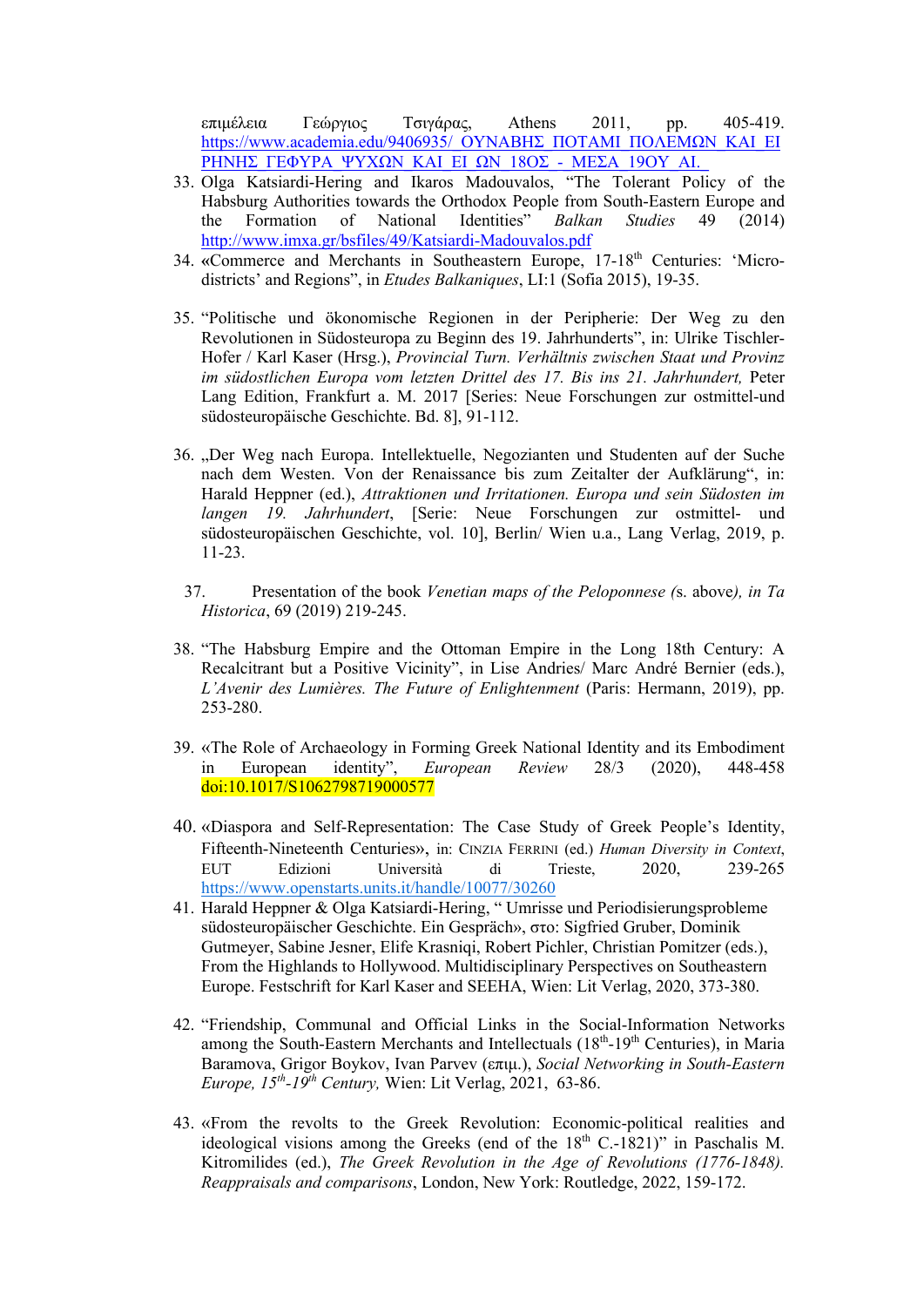επιμέλεια Γεώργιος Τσιγάρας, Athens 2011, pp. 405-419. https://www.academia.edu/9406935/_ΟΥΝΑΒΗΣ_ΠΟΤΑΜΙ_ΠΟΛΕΜΩΝ_ΚΑΙ_ΕΙΡΗΝΗΣ_ΓΕΦΥΡΑ_ΨΥΧΩΝ_ΚΑΙ_ΕΙ_ΩΝ_18ΟΣ_-_ΜΕΣΑ_19ΟΥ_ΑΙ.

33. Olga Katsiardi-Hering and Ikaros Madouvalos, "The Tolerant Policy of the Habsburg Authorities towards the Orthodox People from South-Eastern Europe and the Formation of National Identities" *Balkan Studies* 49 (2014) http://www.imxa.gr/bsfiles/49/Katsiardi-Madouvalos.pdf
34. «Commerce and Merchants in Southeastern Europe, 17-18th Centuries: 'Micro-districts' and Regions", in *Etudes Balkaniques*, LI:1 (Sofia 2015), 19-35.
35. "Politische und ökonomische Regionen in der Peripherie: Der Weg zu den Revolutionen in Südosteuropa zu Beginn des 19. Jahrhunderts", in: Ulrike Tischler-Hofer / Karl Kaser (Hrsg.), *Provincial Turn. Verhältnis zwischen Staat und Provinz im südostlichen Europa vom letzten Drittel des 17. Bis ins 21. Jahrhundert,* Peter Lang Edition, Frankfurt a. M. 2017 [Series: Neue Forschungen zur ostmittel-und südosteuropäische Geschichte. Bd. 8], 91-112.
36. „Der Weg nach Europa. Intellektuelle, Negozianten und Studenten auf der Suche nach dem Westen. Von der Renaissance bis zum Zeitalter der Aufklärung", in: Harald Heppner (ed.), *Attraktionen und Irritationen. Europa und sein Südosten im langen 19. Jahrhundert*, [Serie: Neue Forschungen zur ostmittel- und südosteuropäischen Geschichte, vol. 10], Berlin/ Wien u.a., Lang Verlag, 2019, p. 11-23.
37. Presentation of the book *Venetian maps of the Peloponnese (*s. above*), in Ta Historica*, 69 (2019) 219-245.
38. "The Habsburg Empire and the Ottoman Empire in the Long 18th Century: A Recalcitrant but a Positive Vicinity", in Lise Andries/ Marc André Bernier (eds.), *L'Avenir des Lumières. The Future of Enlightenment* (Paris: Hermann, 2019), pp. 253-280.
39. «The Role of Archaeology in Forming Greek National Identity and its Embodiment in European identity", *European Review* 28/3 (2020), 448-458 doi:10.1017/S1062798719000577
40. «Diaspora and Self-Representation: The Case Study of Greek People's Identity, Fifteenth-Nineteenth Centuries», in: Cinzia Ferrini (ed.) *Human Diversity in Context*, EUT Edizioni Università di Trieste, 2020, 239-265 https://www.openstarts.units.it/handle/10077/30260
41. Harald Heppner & Olga Katsiardi-Hering, " Umrisse und Periodisierungsprobleme südosteuropäischer Geschichte. Ein Gespräch», στο: Sigfried Gruber, Dominik Gutmeyer, Sabine Jesner, Elife Krasniqi, Robert Pichler, Christian Pomitzer (eds.), From the Highlands to Hollywood. Multidisciplinary Perspectives on Southeastern Europe. Festschrift for Karl Kaser and SEEHA, Wien: Lit Verlag, 2020, 373-380.
42. "Friendship, Communal and Official Links in the Social-Information Networks among the South-Eastern Merchants and Intellectuals (18th-19th Centuries), in Maria Baramova, Grigor Boykov, Ivan Parvev (επιμ.), *Social Networking in South-Eastern Europe, 15th-19th Century,* Wien: Lit Verlag, 2021, 63-86.
43. «From the revolts to the Greek Revolution: Economic-political realities and ideological visions among the Greeks (end of the 18th C.-1821)" in Paschalis M. Kitromilides (ed.), *The Greek Revolution in the Age of Revolutions (1776-1848). Reappraisals and comparisons*, London, New York: Routledge, 2022, 159-172.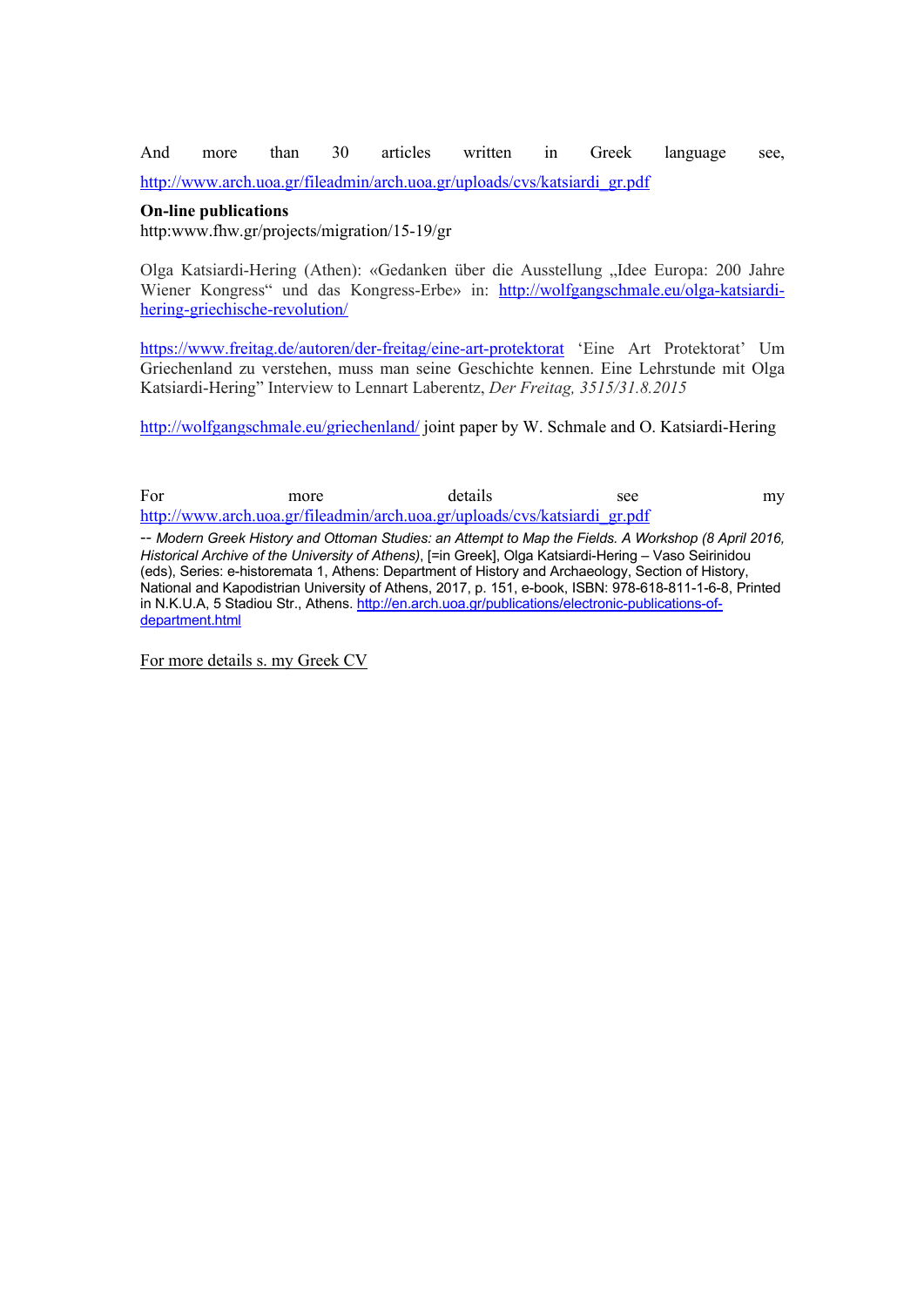And more than 30 articles written in Greek language see, http://www.arch.uoa.gr/fileadmin/arch.uoa.gr/uploads/cvs/katsiardi_gr.pdf

**On-line publications**
http:www.fhw.gr/projects/migration/15-19/gr

Olga Katsiardi-Hering (Athen): «Gedanken über die Ausstellung „Idee Europa: 200 Jahre Wiener Kongress“ und das Kongress-Erbe» in: http://wolfgangschmale.eu/olga-katsiardi-hering-griechische-revolution/

https://www.freitag.de/autoren/der-freitag/eine-art-protektorat ‘Eine Art Protektorat’ Um Griechenland zu verstehen, muss man seine Geschichte kennen. Eine Lehrstunde mit Olga Katsiardi-Hering” Interview to Lennart Laberentz, *Der Freitag, 3515/31.8.2015*

http://wolfgangschmale.eu/griechenland/ joint paper by W. Schmale and O. Katsiardi-Hering

For more details see my http://www.arch.uoa.gr/fileadmin/arch.uoa.gr/uploads/cvs/katsiardi_gr.pdf

-- *Modern Greek History and Ottoman Studies: an Attempt to Map the Fields. A Workshop (8 April 2016, Historical Archive of the University of Athens)*, [=in Greek], Olga Katsiardi-Hering – Vaso Seirinidou (eds), Series: e-historemata 1, Athens: Department of History and Archaeology, Section of History, National and Kapodistrian University of Athens, 2017, p. 151, e-book, ISBN: 978-618-811-1-6-8, Printed in N.K.U.A, 5 Stadiou Str., Athens. http://en.arch.uoa.gr/publications/electronic-publications-of-department.html

For more details s. my Greek CV